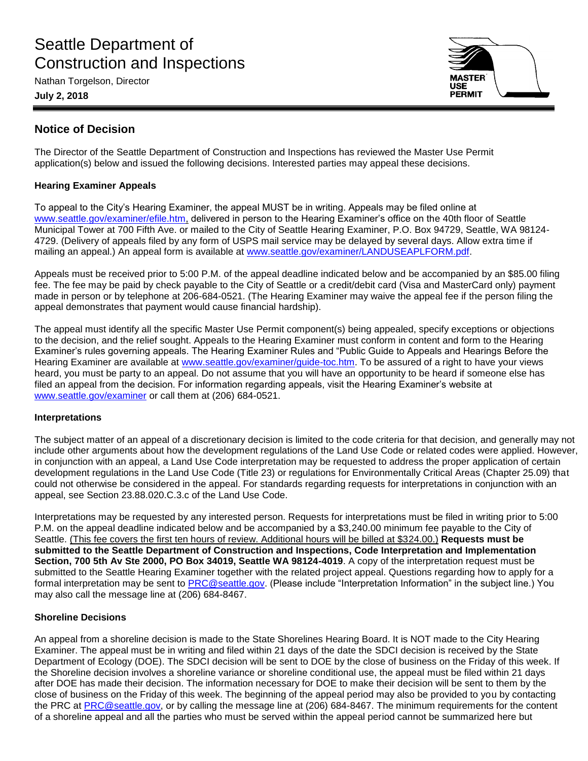# Seattle Department of Construction and Inspections

Nathan Torgelson, Director

**July 2, 2018**

MASTER USE PERMIT

## Notice of Decision

The Director of the Seattle Department of Construction and Inspections has reviewed the Master Use Permit application(s) below and issued the following decisions. Interested parties may appeal these decisions.

### Hearing Examiner Appeals

To appeal to the City's Hearing Examiner, the appeal MUST be in writing. Appeals may be filed online at www.seattle.gov/examiner/efile.htm, delivered in person to the Hearing Examiner's office on the 40th floor of Seattle Municipal Tower at 700 Fifth Ave. or mailed to the City of Seattle Hearing Examiner, P.O. Box 94729, Seattle, WA 98124-4729. (Delivery of appeals filed by any form of USPS mail service may be delayed by several days. Allow extra time if mailing an appeal.) An appeal form is available at www.seattle.gov/examiner/LANDUSEAPLFORM.pdf.

Appeals must be received prior to 5:00 P.M. of the appeal deadline indicated below and be accompanied by an $85.00 filing fee. The fee may be paid by check payable to the City of Seattle or a credit/debit card (Visa and MasterCard only) payment made in person or by telephone at 206-684-0521. (The Hearing Examiner may waive the appeal fee if the person filing the appeal demonstrates that payment would cause financial hardship).

The appeal must identify all the specific Master Use Permit component(s) being appealed, specify exceptions or objections to the decision, and the relief sought. Appeals to the Hearing Examiner must conform in content and form to the Hearing Examiner's rules governing appeals. The Hearing Examiner Rules and "Public Guide to Appeals and Hearings Before the Hearing Examiner are available at www.seattle.gov/examiner/guide-toc.htm. To be assured of a right to have your views heard, you must be party to an appeal. Do not assume that you will have an opportunity to be heard if someone else has filed an appeal from the decision. For information regarding appeals, visit the Hearing Examiner's website at www.seattle.gov/examiner or call them at (206) 684-0521.

### Interpretations

The subject matter of an appeal of a discretionary decision is limited to the code criteria for that decision, and generally may not include other arguments about how the development regulations of the Land Use Code or related codes were applied. However, in conjunction with an appeal, a Land Use Code interpretation may be requested to address the proper application of certain development regulations in the Land Use Code (Title 23) or regulations for Environmentally Critical Areas (Chapter 25.09) that could not otherwise be considered in the appeal. For standards regarding requests for interpretations in conjunction with an appeal, see Section 23.88.020.C.3.c of the Land Use Code.

Interpretations may be requested by any interested person. Requests for interpretations must be filed in writing prior to 5:00 P.M. on the appeal deadline indicated below and be accompanied by a $3,240.00 minimum fee payable to the City of Seattle. (This fee covers the first ten hours of review. Additional hours will be billed at $324.00.) **Requests must be submitted to the Seattle Department of Construction and Inspections, Code Interpretation and Implementation Section, 700 5th Av Ste 2000, PO Box 34019, Seattle WA 98124-4019**. A copy of the interpretation request must be submitted to the Seattle Hearing Examiner together with the related project appeal. Questions regarding how to apply for a formal interpretation may be sent to PRC@seattle.gov. (Please include "Interpretation Information" in the subject line.) You may also call the message line at (206) 684-8467.

### Shoreline Decisions

An appeal from a shoreline decision is made to the State Shorelines Hearing Board. It is NOT made to the City Hearing Examiner. The appeal must be in writing and filed within 21 days of the date the SDCI decision is received by the State Department of Ecology (DOE). The SDCI decision will be sent to DOE by the close of business on the Friday of this week. If the Shoreline decision involves a shoreline variance or shoreline conditional use, the appeal must be filed within 21 days after DOE has made their decision. The information necessary for DOE to make their decision will be sent to them by the close of business on the Friday of this week. The beginning of the appeal period may also be provided to you by contacting the PRC at PRC@seattle.gov, or by calling the message line at (206) 684-8467. The minimum requirements for the content of a shoreline appeal and all the parties who must be served within the appeal period cannot be summarized here but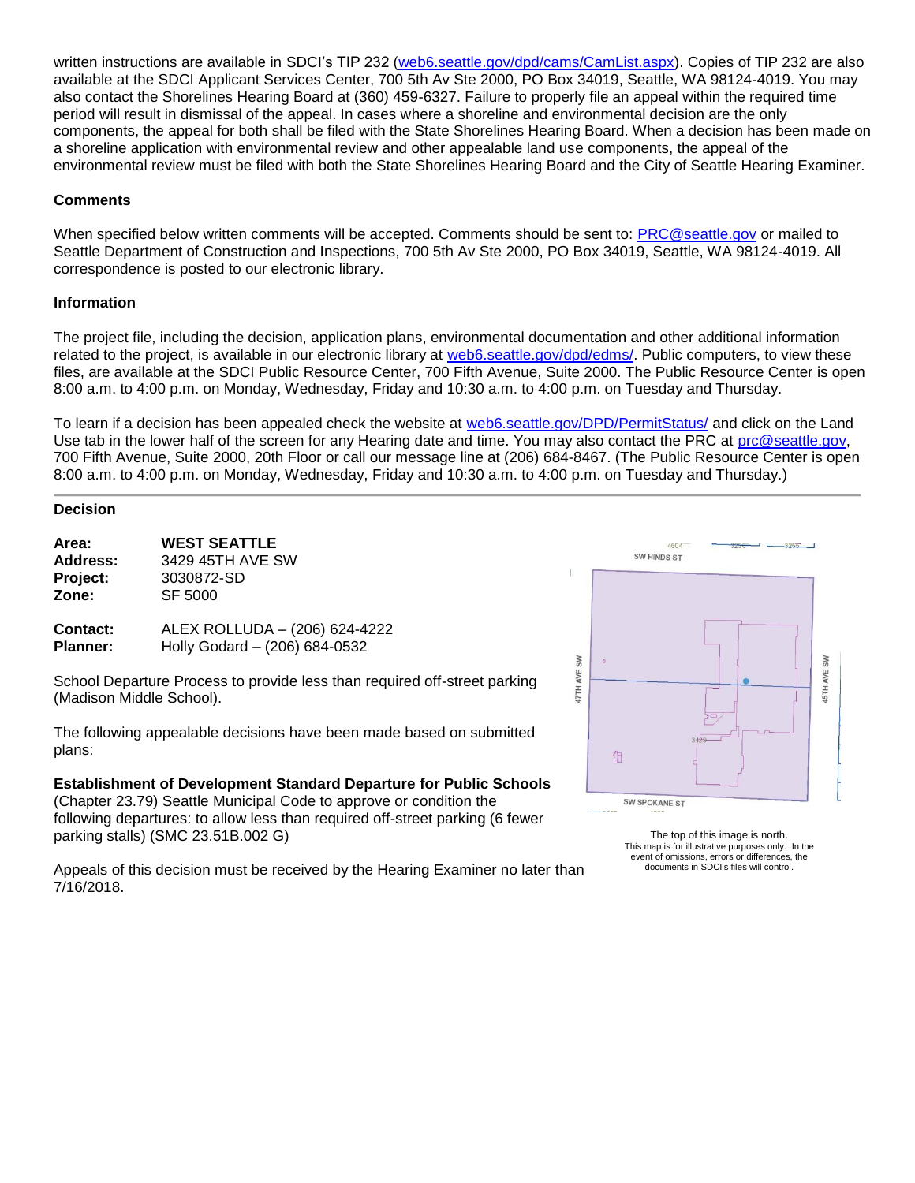written instructions are available in SDCI's TIP 232 (web6.seattle.gov/dpd/cams/CamList.aspx). Copies of TIP 232 are also available at the SDCI Applicant Services Center, 700 5th Av Ste 2000, PO Box 34019, Seattle, WA 98124-4019. You may also contact the Shorelines Hearing Board at (360) 459-6327. Failure to properly file an appeal within the required time period will result in dismissal of the appeal. In cases where a shoreline and environmental decision are the only components, the appeal for both shall be filed with the State Shorelines Hearing Board. When a decision has been made on a shoreline application with environmental review and other appealable land use components, the appeal of the environmental review must be filed with both the State Shorelines Hearing Board and the City of Seattle Hearing Examiner.

### Comments

When specified below written comments will be accepted. Comments should be sent to: PRC@seattle.gov or mailed to Seattle Department of Construction and Inspections, 700 5th Av Ste 2000, PO Box 34019, Seattle, WA 98124-4019. All correspondence is posted to our electronic library.

### Information

The project file, including the decision, application plans, environmental documentation and other additional information related to the project, is available in our electronic library at web6.seattle.gov/dpd/edms/. Public computers, to view these files, are available at the SDCI Public Resource Center, 700 Fifth Avenue, Suite 2000. The Public Resource Center is open 8:00 a.m. to 4:00 p.m. on Monday, Wednesday, Friday and 10:30 a.m. to 4:00 p.m. on Tuesday and Thursday.

To learn if a decision has been appealed check the website at web6.seattle.gov/DPD/PermitStatus/ and click on the Land Use tab in the lower half of the screen for any Hearing date and time. You may also contact the PRC at prc@seattle.gov, 700 Fifth Avenue, Suite 2000, 20th Floor or call our message line at (206) 684-8467. (The Public Resource Center is open 8:00 a.m. to 4:00 p.m. on Monday, Wednesday, Friday and 10:30 a.m. to 4:00 p.m. on Tuesday and Thursday.)

---

### Decision

**Area:** **WEST SEATTLE**
**Address:** 3429 45TH AVE SW
**Project:** 3030872-SD
**Zone:** SF 5000

**Contact:** ALEX ROLLUDA – (206) 624-4222
**Planner:** Holly Godard – (206) 684-0532

School Departure Process to provide less than required off-street parking (Madison Middle School).

The following appealable decisions have been made based on submitted plans:

**Establishment of Development Standard Departure for Public Schools** (Chapter 23.79) Seattle Municipal Code to approve or condition the following departures: to allow less than required off-street parking (6 fewer parking stalls) (SMC 23.51B.002 G)

Appeals of this decision must be received by the Hearing Examiner no later than 7/16/2018.

SW HINDS ST
47TH AVE SW
45TH AVE SW
3429
SW SPOKANE ST

The top of this image is north.
This map is for illustrative purposes only. In the event of omissions, errors or differences, the documents in SDCI's files will control.